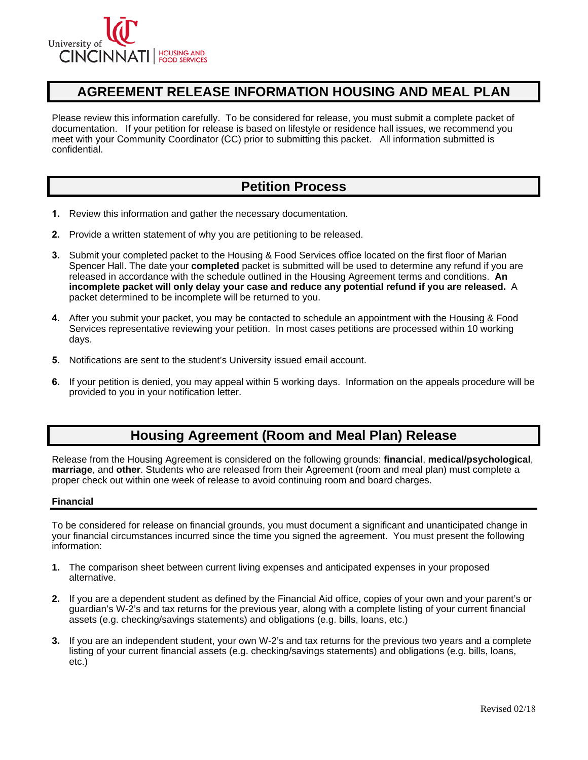University of CINCINNATI | HOUSING AND FOOD SERVICES

# AGREEMENT RELEASE INFORMATION HOUSING AND MEAL PLAN

Please review this information carefully. To be considered for release, you must submit a complete packet of documentation. If your petition for release is based on lifestyle or residence hall issues, we recommend you meet with your Community Coordinator (CC) prior to submitting this packet. All information submitted is confidential.

## Petition Process

1. Review this information and gather the necessary documentation.
2. Provide a written statement of why you are petitioning to be released.
3. Submit your completed packet to the Housing & Food Services office located on the first floor of Marian Spencer Hall. The date your **completed** packet is submitted will be used to determine any refund if you are released in accordance with the schedule outlined in the Housing Agreement terms and conditions. **An incomplete packet will only delay your case and reduce any potential refund if you are released.** A packet determined to be incomplete will be returned to you.
4. After you submit your packet, you may be contacted to schedule an appointment with the Housing & Food Services representative reviewing your petition. In most cases petitions are processed within 10 working days.
5. Notifications are sent to the student's University issued email account.
6. If your petition is denied, you may appeal within 5 working days. Information on the appeals procedure will be provided to you in your notification letter.

## Housing Agreement (Room and Meal Plan) Release

Release from the Housing Agreement is considered on the following grounds: **financial**, **medical/psychological**, **marriage**, and **other**. Students who are released from their Agreement (room and meal plan) must complete a proper check out within one week of release to avoid continuing room and board charges.

### Financial

To be considered for release on financial grounds, you must document a significant and unanticipated change in your financial circumstances incurred since the time you signed the agreement. You must present the following information:

1. The comparison sheet between current living expenses and anticipated expenses in your proposed alternative.
2. If you are a dependent student as defined by the Financial Aid office, copies of your own and your parent's or guardian's W-2's and tax returns for the previous year, along with a complete listing of your current financial assets (e.g. checking/savings statements) and obligations (e.g. bills, loans, etc.)
3. If you are an independent student, your own W-2's and tax returns for the previous two years and a complete listing of your current financial assets (e.g. checking/savings statements) and obligations (e.g. bills, loans, etc.)

Revised 02/18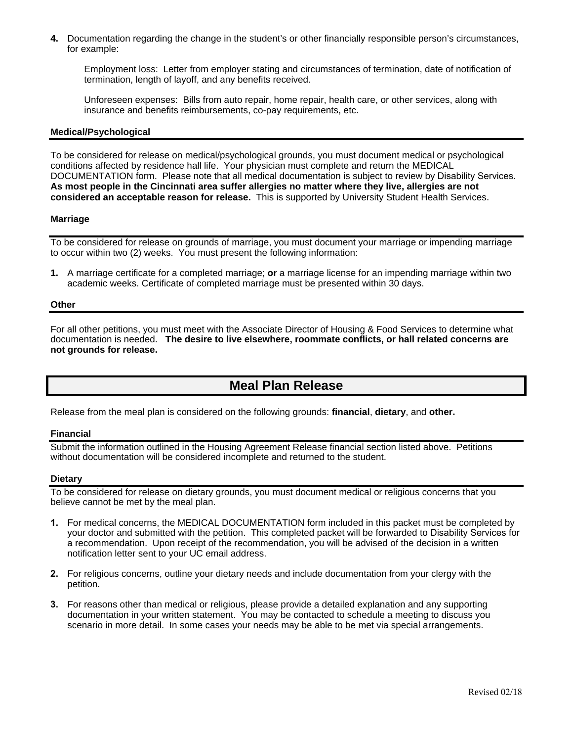4. Documentation regarding the change in the student's or other financially responsible person's circumstances, for example:

   Employment loss: Letter from employer stating and circumstances of termination, date of notification of termination, length of layoff, and any benefits received.

   Unforeseen expenses: Bills from auto repair, home repair, health care, or other services, along with insurance and benefits reimbursements, co-pay requirements, etc.

### Medical/Psychological

To be considered for release on medical/psychological grounds, you must document medical or psychological conditions affected by residence hall life. Your physician must complete and return the MEDICAL DOCUMENTATION form. Please note that all medical documentation is subject to review by Disability Services. **As most people in the Cincinnati area suffer allergies no matter where they live, allergies are not considered an acceptable reason for release.** This is supported by University Student Health Services.

### Marriage

To be considered for release on grounds of marriage, you must document your marriage or impending marriage to occur within two (2) weeks. You must present the following information:

1. A marriage certificate for a completed marriage; **or** a marriage license for an impending marriage within two academic weeks. Certificate of completed marriage must be presented within 30 days.

### Other

For all other petitions, you must meet with the Associate Director of Housing & Food Services to determine what documentation is needed. **The desire to live elsewhere, roommate conflicts, or hall related concerns are not grounds for release.**

## Meal Plan Release

Release from the meal plan is considered on the following grounds: **financial**, **dietary**, and **other.**

### Financial

Submit the information outlined in the Housing Agreement Release financial section listed above. Petitions without documentation will be considered incomplete and returned to the student.

### Dietary

To be considered for release on dietary grounds, you must document medical or religious concerns that you believe cannot be met by the meal plan.

1. For medical concerns, the MEDICAL DOCUMENTATION form included in this packet must be completed by your doctor and submitted with the petition. This completed packet will be forwarded to Disability Services for a recommendation. Upon receipt of the recommendation, you will be advised of the decision in a written notification letter sent to your UC email address.

2. For religious concerns, outline your dietary needs and include documentation from your clergy with the petition.

3. For reasons other than medical or religious, please provide a detailed explanation and any supporting documentation in your written statement. You may be contacted to schedule a meeting to discuss you scenario in more detail. In some cases your needs may be able to be met via special arrangements.

Revised 02/18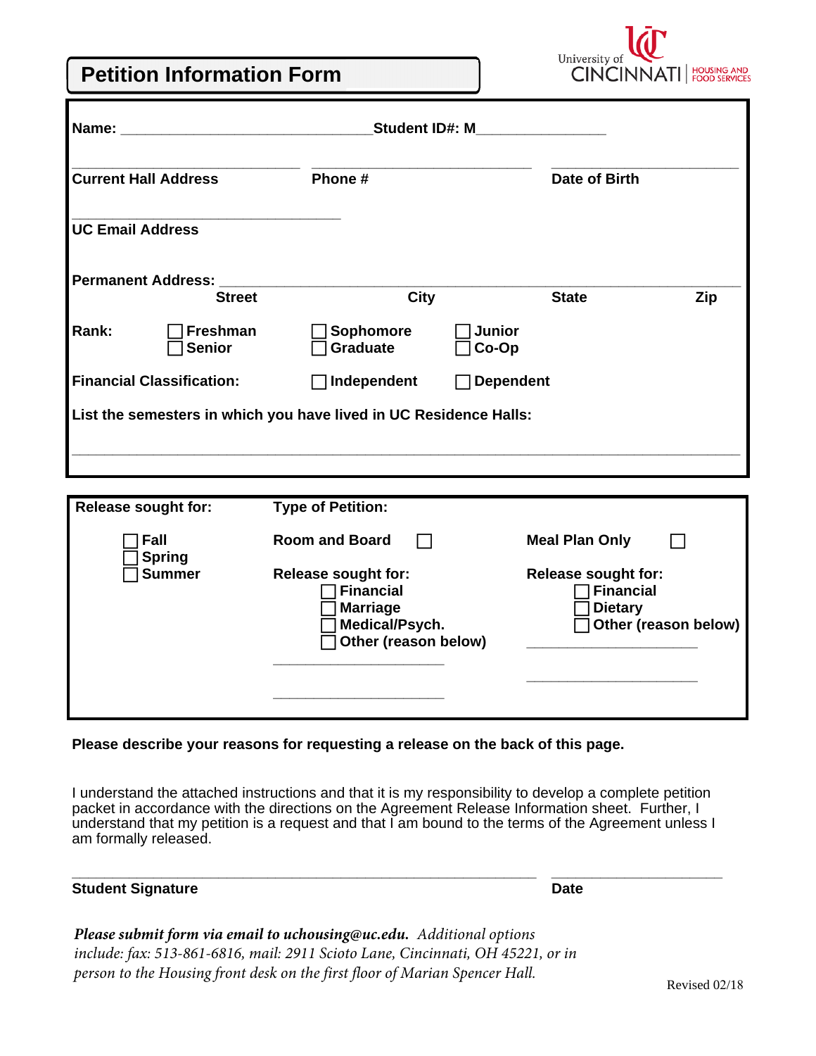# Petition Information Form

University of CINCINNATI | HOUSING AND FOOD SERVICES

**Name:** ______________________________ **Student ID#: M**_______________

_________________________ _________________________ _________________________
**Current Hall Address** **Phone #** **Date of Birth**

______________________________
**UC Email Address**

**Permanent Address:** ___________________________________________________________________________
**Street** **City** **State** **Zip**

**Rank:** ☐ **Freshman** ☐ **Sophomore** ☐ **Junior** ☐ **Senior** ☐ **Graduate** ☐ **Co-Op**

**Financial Classification:** ☐ **Independent** ☐ **Dependent**

**List the semesters in which you have lived in UC Residence Halls:**

___________________________________________________________________________

**Release sought for:**

☐ **Fall**
☐ **Spring**
☐ **Summer**

**Type of Petition:**

**Room and Board** ☐

**Release sought for:**
☐ **Financial**
☐ **Marriage**
☐ **Medical/Psych.**
☐ **Other (reason below)**

_____________________

_____________________

**Meal Plan Only** ☐

**Release sought for:**
☐ **Financial**
☐ **Dietary**
☐ **Other (reason below)**

_____________________

_____________________

**Please describe your reasons for requesting a release on the back of this page.**

I understand the attached instructions and that it is my responsibility to develop a complete petition packet in accordance with the directions on the Agreement Release Information sheet. Further, I understand that my petition is a request and that I am bound to the terms of the Agreement unless I am formally released.

___________________________________________________ ____________________
**Student Signature** **Date**

***Please submit form via email to uchousing@uc.edu.*** *Additional options include: fax: 513-861-6816, mail: 2911 Scioto Lane, Cincinnati, OH 45221, or in person to the Housing front desk on the first floor of Marian Spencer Hall.*

Revised 02/18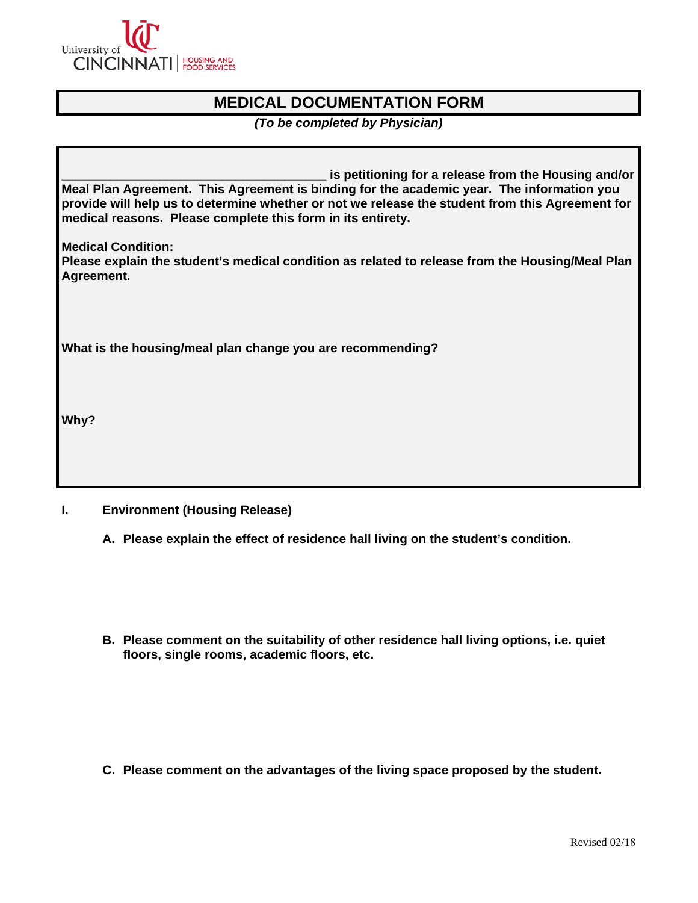University of CINCINNATI | HOUSING AND FOOD SERVICES

# MEDICAL DOCUMENTATION FORM

***(To be completed by Physician)***

**_____________________________________ is petitioning for a release from the Housing and/or Meal Plan Agreement. This Agreement is binding for the academic year. The information you provide will help us to determine whether or not we release the student from this Agreement for medical reasons. Please complete this form in its entirety.**

**Medical Condition:**
**Please explain the student's medical condition as related to release from the Housing/Meal Plan Agreement.**

**What is the housing/meal plan change you are recommending?**

**Why?**

**I. Environment (Housing Release)**

**A. Please explain the effect of residence hall living on the student's condition.**

**B. Please comment on the suitability of other residence hall living options, i.e. quiet floors, single rooms, academic floors, etc.**

**C. Please comment on the advantages of the living space proposed by the student.**

Revised 02/18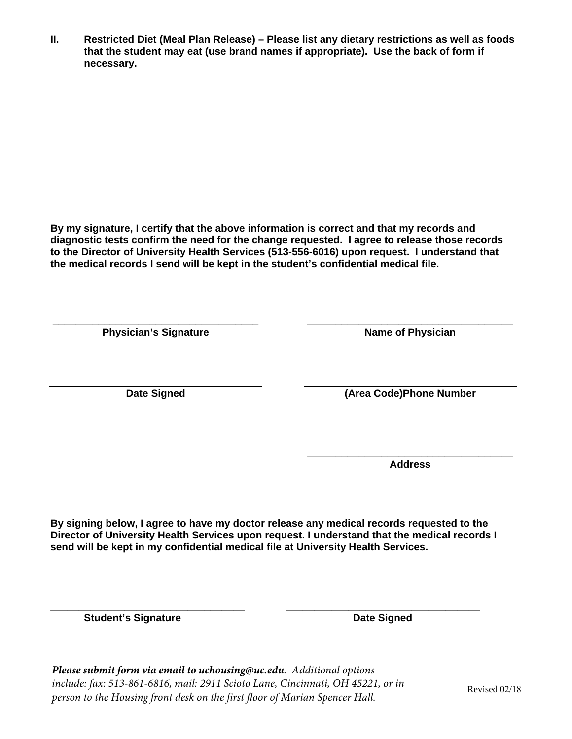**II. Restricted Diet (Meal Plan Release) – Please list any dietary restrictions as well as foods that the student may eat (use brand names if appropriate). Use the back of form if necessary.**

**By my signature, I certify that the above information is correct and that my records and diagnostic tests confirm the need for the change requested. I agree to release those records to the Director of University Health Services (513-556-6016) upon request. I understand that the medical records I send will be kept in the student's confidential medical file.**

_________________________________________
**Physician's Signature**

_________________________________________
**Name of Physician**

_________________________________________
**Date Signed**

_________________________________________
**(Area Code)Phone Number**

_________________________________________
**Address**

**By signing below, I agree to have my doctor release any medical records requested to the Director of University Health Services upon request. I understand that the medical records I send will be kept in my confidential medical file at University Health Services.**

_________________________________________
**Student's Signature**

_________________________________________
**Date Signed**

***Please submit form via email to uchousing@uc.edu.*** *Additional options include: fax: 513-861-6816, mail: 2911 Scioto Lane, Cincinnati, OH 45221, or in person to the Housing front desk on the first floor of Marian Spencer Hall.*

Revised 02/18